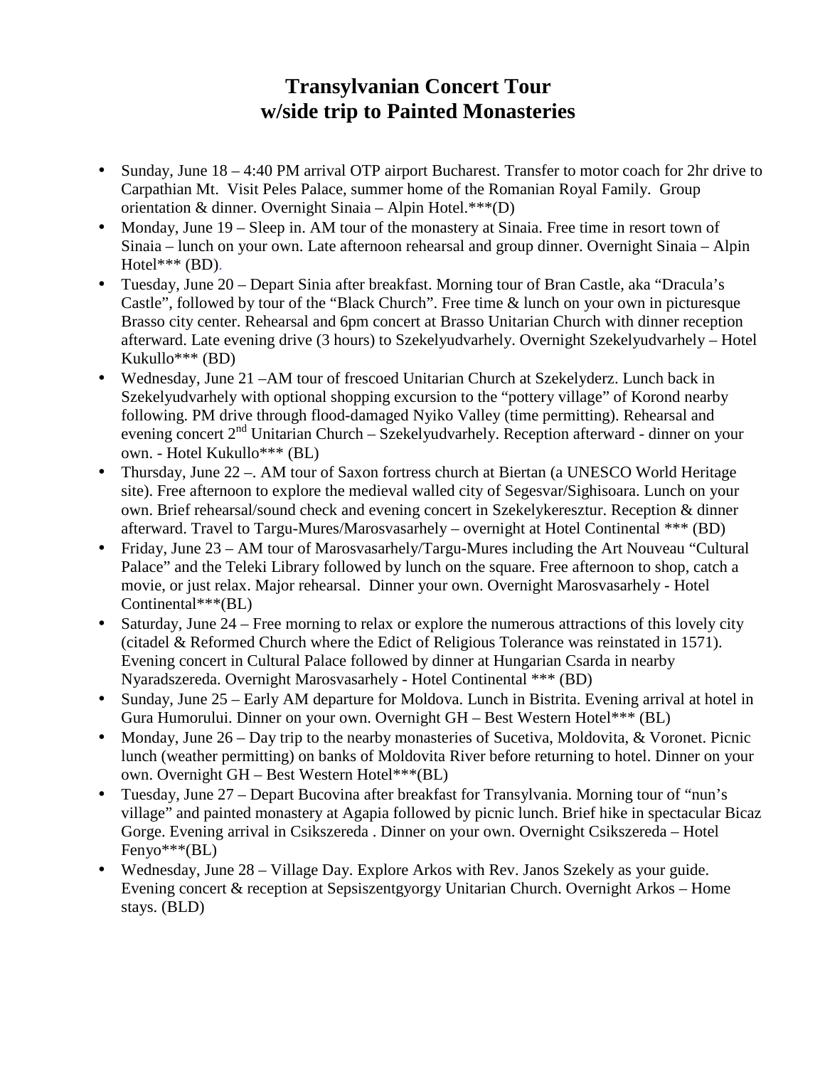# Transylvanian Concert Tour
# w/side trip to Painted Monasteries

- Sunday, June 18 – 4:40 PM arrival OTP airport Bucharest. Transfer to motor coach for 2hr drive to Carpathian Mt.  Visit Peles Palace, summer home of the Romanian Royal Family.  Group orientation & dinner. Overnight Sinaia – Alpin Hotel.***(D)
- Monday, June 19 – Sleep in. AM tour of the monastery at Sinaia. Free time in resort town of Sinaia – lunch on your own. Late afternoon rehearsal and group dinner. Overnight Sinaia – Alpin Hotel*** (BD).
- Tuesday, June 20 – Depart Sinia after breakfast. Morning tour of Bran Castle, aka "Dracula's Castle", followed by tour of the "Black Church". Free time & lunch on your own in picturesque Brasso city center. Rehearsal and 6pm concert at Brasso Unitarian Church with dinner reception afterward. Late evening drive (3 hours) to Szekelyudvarhely. Overnight Szekelyudvarhely – Hotel Kukullo*** (BD)
- Wednesday, June 21 –AM tour of frescoed Unitarian Church at Szekelyderz. Lunch back in Szekelyudvarhely with optional shopping excursion to the "pottery village" of Korond nearby following. PM drive through flood-damaged Nyiko Valley (time permitting). Rehearsal and evening concert 2nd Unitarian Church – Szekelyudvarhely. Reception afterward - dinner on your own. - Hotel Kukullo*** (BL)
- Thursday, June 22 –. AM tour of Saxon fortress church at Biertan (a UNESCO World Heritage site). Free afternoon to explore the medieval walled city of Segesvar/Sighisoara. Lunch on your own. Brief rehearsal/sound check and evening concert in Szekelykeresztur. Reception & dinner afterward. Travel to Targu-Mures/Marosvasarhely – overnight at Hotel Continental *** (BD)
- Friday, June 23 – AM tour of Marosvasarhely/Targu-Mures including the Art Nouveau "Cultural Palace" and the Teleki Library followed by lunch on the square. Free afternoon to shop, catch a movie, or just relax. Major rehearsal.  Dinner your own. Overnight Marosvasarhely - Hotel Continental***(BL)
- Saturday, June 24 – Free morning to relax or explore the numerous attractions of this lovely city (citadel & Reformed Church where the Edict of Religious Tolerance was reinstated in 1571). Evening concert in Cultural Palace followed by dinner at Hungarian Csarda in nearby Nyaradszereda. Overnight Marosvasarhely - Hotel Continental *** (BD)
- Sunday, June 25 – Early AM departure for Moldova. Lunch in Bistrita. Evening arrival at hotel in Gura Humorului. Dinner on your own. Overnight GH – Best Western Hotel*** (BL)
- Monday, June 26 – Day trip to the nearby monasteries of Sucetiva, Moldovita, & Voronet. Picnic lunch (weather permitting) on banks of Moldovita River before returning to hotel. Dinner on your own. Overnight GH – Best Western Hotel***(BL)
- Tuesday, June 27 – Depart Bucovina after breakfast for Transylvania. Morning tour of "nun's village" and painted monastery at Agapia followed by picnic lunch. Brief hike in spectacular Bicaz Gorge. Evening arrival in Csikszereda . Dinner on your own. Overnight Csikszereda – Hotel Fenyo***(BL)
- Wednesday, June 28 – Village Day. Explore Arkos with Rev. Janos Szekely as your guide. Evening concert & reception at Sepsiszentgyorgy Unitarian Church. Overnight Arkos – Home stays. (BLD)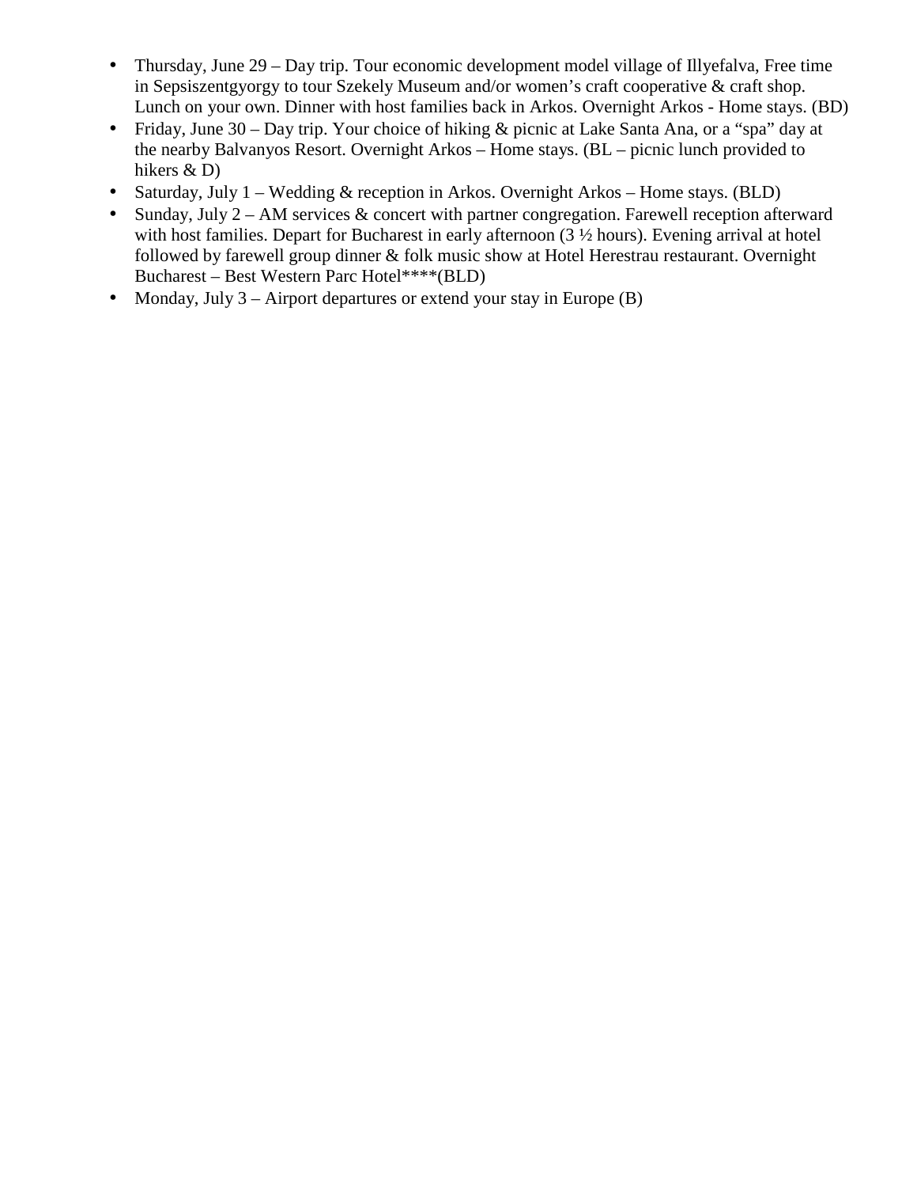- Thursday, June 29 – Day trip. Tour economic development model village of Illyefalva, Free time in Sepsiszentgyorgy to tour Szekely Museum and/or women's craft cooperative & craft shop. Lunch on your own. Dinner with host families back in Arkos. Overnight Arkos - Home stays. (BD)
- Friday, June 30 – Day trip. Your choice of hiking & picnic at Lake Santa Ana, or a "spa" day at the nearby Balvanyos Resort. Overnight Arkos – Home stays. (BL – picnic lunch provided to hikers & D)
- Saturday, July 1 – Wedding & reception in Arkos. Overnight Arkos – Home stays. (BLD)
- Sunday, July 2 – AM services & concert with partner congregation. Farewell reception afterward with host families. Depart for Bucharest in early afternoon (3 ½ hours). Evening arrival at hotel followed by farewell group dinner & folk music show at Hotel Herestrau restaurant. Overnight Bucharest – Best Western Parc Hotel****(BLD)
- Monday, July 3 – Airport departures or extend your stay in Europe (B)